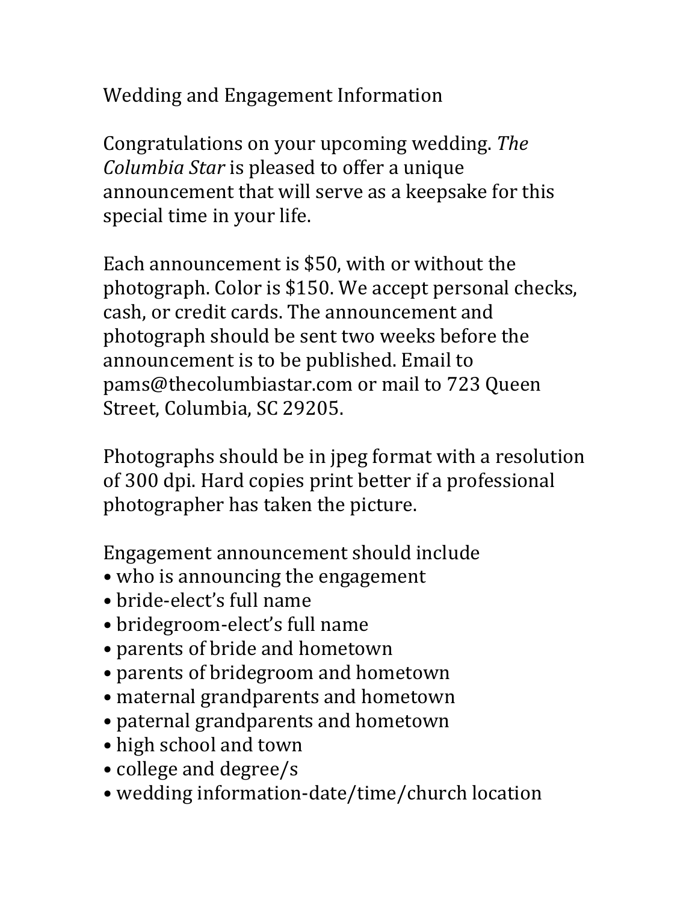# Wedding and Engagement Information

Congratulations on your upcoming wedding. *The Columbia Star* is pleased to offer a unique announcement that will serve as a keepsake for this special time in your life.

Each announcement is $50, with or without the photograph. Color is $150. We accept personal checks, cash, or credit cards. The announcement and photograph should be sent two weeks before the announcement is to be published. Email to pams@thecolumbiastar.com or mail to 723 Queen Street, Columbia, SC 29205.

Photographs should be in jpeg format with a resolution of 300 dpi. Hard copies print better if a professional photographer has taken the picture.

Engagement announcement should include

- who is announcing the engagement
- bride-elect's full name
- bridegroom-elect's full name
- parents of bride and hometown
- parents of bridegroom and hometown
- maternal grandparents and hometown
- paternal grandparents and hometown
- high school and town
- college and degree/s
- wedding information-date/time/church location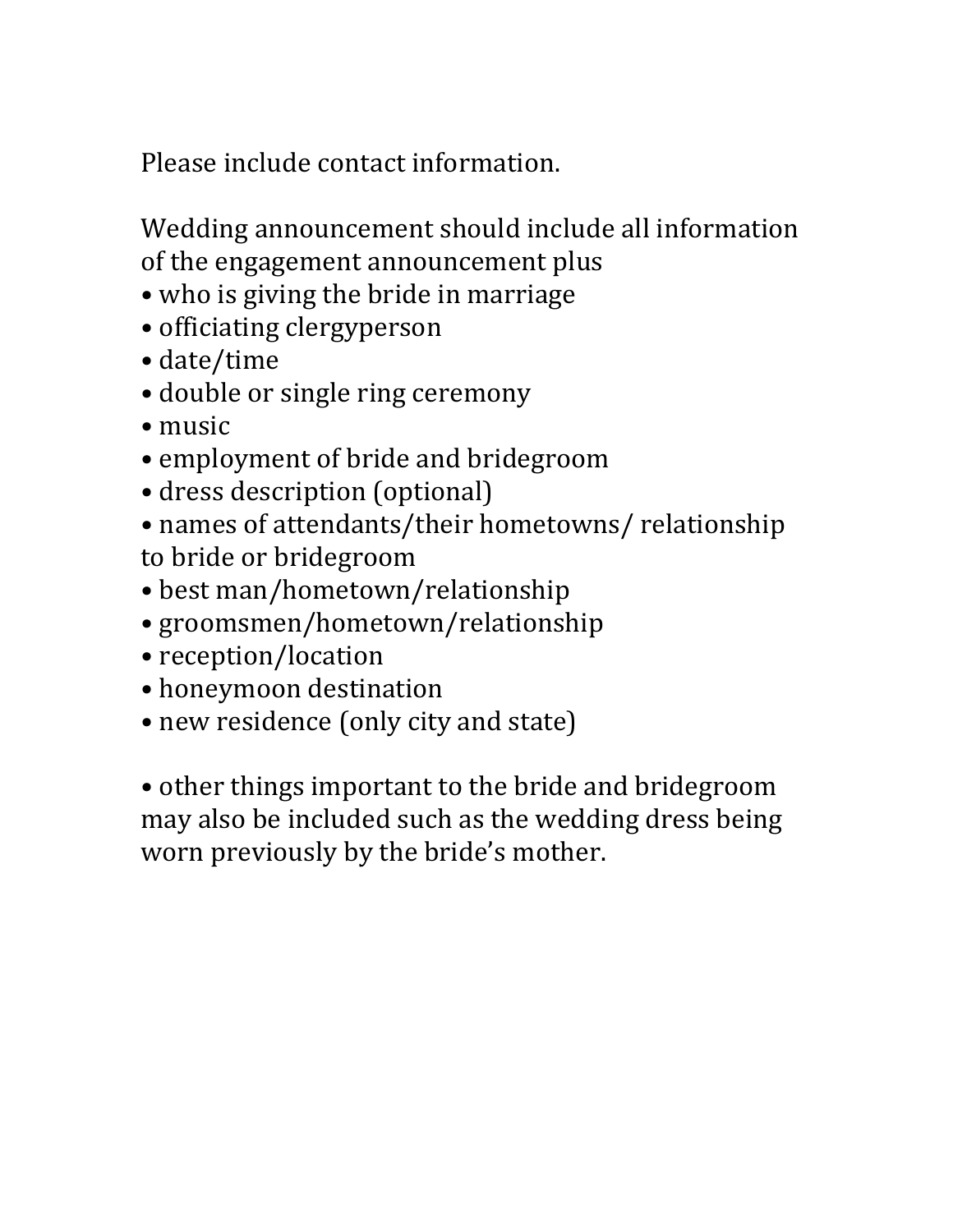Please include contact information.

Wedding announcement should include all information of the engagement announcement plus

- who is giving the bride in marriage
- officiating clergyperson
- date/time
- double or single ring ceremony
- music
- employment of bride and bridegroom
- dress description (optional)
- names of attendants/their hometowns/ relationship to bride or bridegroom
- best man/hometown/relationship
- groomsmen/hometown/relationship
- reception/location
- honeymoon destination
- new residence (only city and state)

- other things important to the bride and bridegroom may also be included such as the wedding dress being worn previously by the bride's mother.